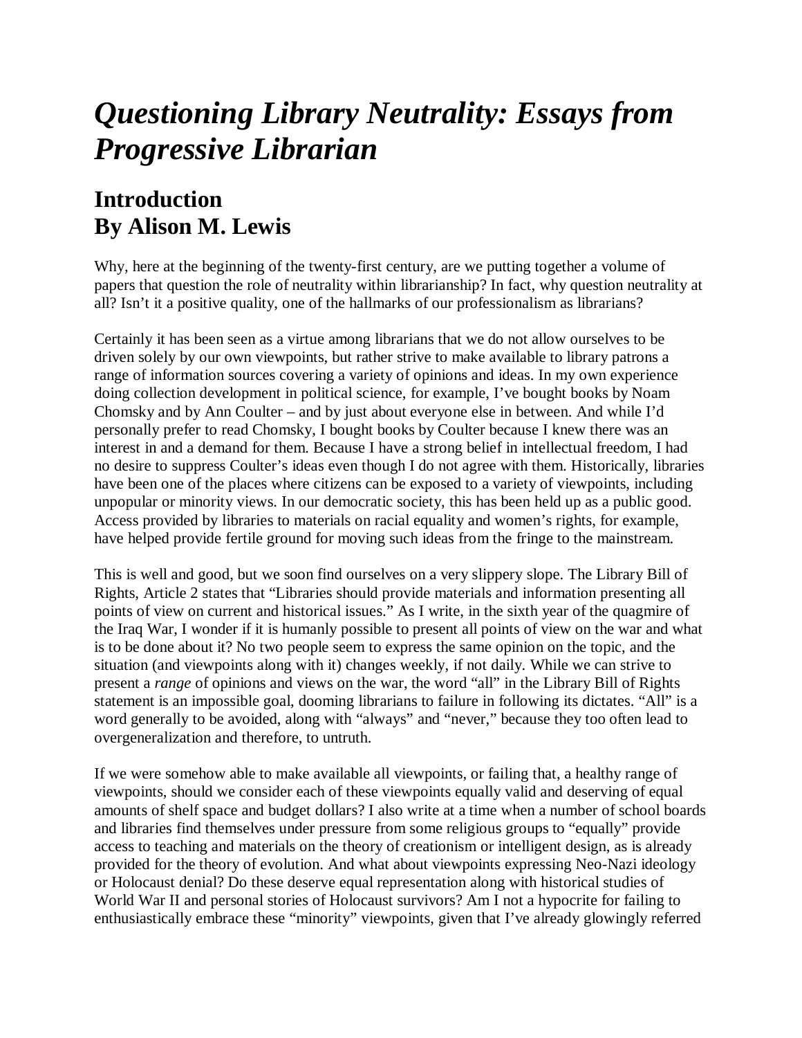# *Questioning Library Neutrality: Essays from Progressive Librarian*

## Introduction
## By Alison M. Lewis

Why, here at the beginning of the twenty-first century, are we putting together a volume of papers that question the role of neutrality within librarianship? In fact, why question neutrality at all? Isn't it a positive quality, one of the hallmarks of our professionalism as librarians?

Certainly it has been seen as a virtue among librarians that we do not allow ourselves to be driven solely by our own viewpoints, but rather strive to make available to library patrons a range of information sources covering a variety of opinions and ideas. In my own experience doing collection development in political science, for example, I've bought books by Noam Chomsky and by Ann Coulter – and by just about everyone else in between. And while I'd personally prefer to read Chomsky, I bought books by Coulter because I knew there was an interest in and a demand for them. Because I have a strong belief in intellectual freedom, I had no desire to suppress Coulter's ideas even though I do not agree with them. Historically, libraries have been one of the places where citizens can be exposed to a variety of viewpoints, including unpopular or minority views. In our democratic society, this has been held up as a public good. Access provided by libraries to materials on racial equality and women's rights, for example, have helped provide fertile ground for moving such ideas from the fringe to the mainstream.

This is well and good, but we soon find ourselves on a very slippery slope. The Library Bill of Rights, Article 2 states that "Libraries should provide materials and information presenting all points of view on current and historical issues." As I write, in the sixth year of the quagmire of the Iraq War, I wonder if it is humanly possible to present all points of view on the war and what is to be done about it? No two people seem to express the same opinion on the topic, and the situation (and viewpoints along with it) changes weekly, if not daily. While we can strive to present a *range* of opinions and views on the war, the word "all" in the Library Bill of Rights statement is an impossible goal, dooming librarians to failure in following its dictates. "All" is a word generally to be avoided, along with "always" and "never," because they too often lead to overgeneralization and therefore, to untruth.

If we were somehow able to make available all viewpoints, or failing that, a healthy range of viewpoints, should we consider each of these viewpoints equally valid and deserving of equal amounts of shelf space and budget dollars? I also write at a time when a number of school boards and libraries find themselves under pressure from some religious groups to "equally" provide access to teaching and materials on the theory of creationism or intelligent design, as is already provided for the theory of evolution. And what about viewpoints expressing Neo-Nazi ideology or Holocaust denial? Do these deserve equal representation along with historical studies of World War II and personal stories of Holocaust survivors? Am I not a hypocrite for failing to enthusiastically embrace these "minority" viewpoints, given that I've already glowingly referred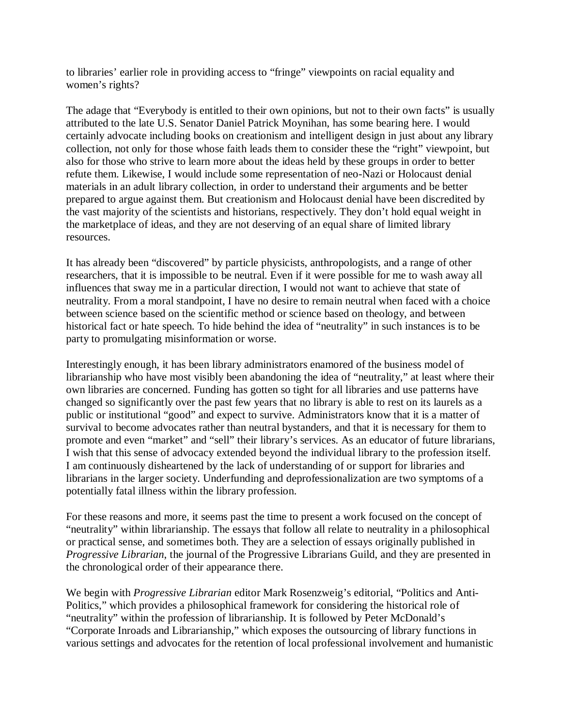to libraries' earlier role in providing access to "fringe" viewpoints on racial equality and women's rights?

The adage that "Everybody is entitled to their own opinions, but not to their own facts" is usually attributed to the late U.S. Senator Daniel Patrick Moynihan, has some bearing here. I would certainly advocate including books on creationism and intelligent design in just about any library collection, not only for those whose faith leads them to consider these the "right" viewpoint, but also for those who strive to learn more about the ideas held by these groups in order to better refute them. Likewise, I would include some representation of neo-Nazi or Holocaust denial materials in an adult library collection, in order to understand their arguments and be better prepared to argue against them. But creationism and Holocaust denial have been discredited by the vast majority of the scientists and historians, respectively. They don't hold equal weight in the marketplace of ideas, and they are not deserving of an equal share of limited library resources.

It has already been "discovered" by particle physicists, anthropologists, and a range of other researchers, that it is impossible to be neutral. Even if it were possible for me to wash away all influences that sway me in a particular direction, I would not want to achieve that state of neutrality. From a moral standpoint, I have no desire to remain neutral when faced with a choice between science based on the scientific method or science based on theology, and between historical fact or hate speech. To hide behind the idea of "neutrality" in such instances is to be party to promulgating misinformation or worse.

Interestingly enough, it has been library administrators enamored of the business model of librarianship who have most visibly been abandoning the idea of "neutrality," at least where their own libraries are concerned. Funding has gotten so tight for all libraries and use patterns have changed so significantly over the past few years that no library is able to rest on its laurels as a public or institutional "good" and expect to survive. Administrators know that it is a matter of survival to become advocates rather than neutral bystanders, and that it is necessary for them to promote and even "market" and "sell" their library's services. As an educator of future librarians, I wish that this sense of advocacy extended beyond the individual library to the profession itself. I am continuously disheartened by the lack of understanding of or support for libraries and librarians in the larger society. Underfunding and deprofessionalization are two symptoms of a potentially fatal illness within the library profession.

For these reasons and more, it seems past the time to present a work focused on the concept of "neutrality" within librarianship. The essays that follow all relate to neutrality in a philosophical or practical sense, and sometimes both. They are a selection of essays originally published in *Progressive Librarian*, the journal of the Progressive Librarians Guild, and they are presented in the chronological order of their appearance there.

We begin with *Progressive Librarian* editor Mark Rosenzweig's editorial, "Politics and Anti-Politics," which provides a philosophical framework for considering the historical role of "neutrality" within the profession of librarianship. It is followed by Peter McDonald's "Corporate Inroads and Librarianship," which exposes the outsourcing of library functions in various settings and advocates for the retention of local professional involvement and humanistic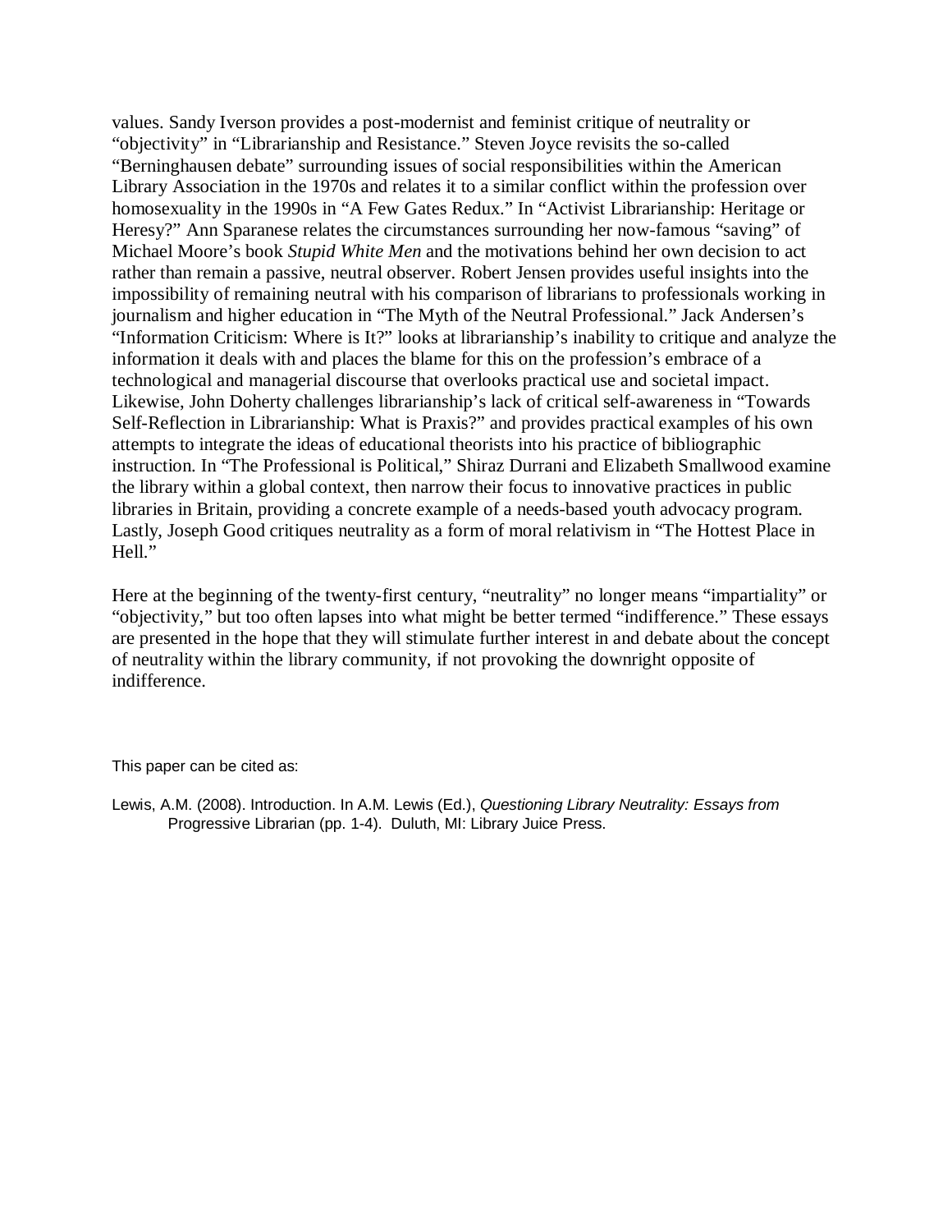values. Sandy Iverson provides a post-modernist and feminist critique of neutrality or "objectivity" in "Librarianship and Resistance." Steven Joyce revisits the so-called "Berninghausen debate" surrounding issues of social responsibilities within the American Library Association in the 1970s and relates it to a similar conflict within the profession over homosexuality in the 1990s in "A Few Gates Redux." In "Activist Librarianship: Heritage or Heresy?" Ann Sparanese relates the circumstances surrounding her now-famous "saving" of Michael Moore's book *Stupid White Men* and the motivations behind her own decision to act rather than remain a passive, neutral observer. Robert Jensen provides useful insights into the impossibility of remaining neutral with his comparison of librarians to professionals working in journalism and higher education in "The Myth of the Neutral Professional." Jack Andersen's "Information Criticism: Where is It?" looks at librarianship's inability to critique and analyze the information it deals with and places the blame for this on the profession's embrace of a technological and managerial discourse that overlooks practical use and societal impact. Likewise, John Doherty challenges librarianship's lack of critical self-awareness in "Towards Self-Reflection in Librarianship: What is Praxis?" and provides practical examples of his own attempts to integrate the ideas of educational theorists into his practice of bibliographic instruction. In "The Professional is Political," Shiraz Durrani and Elizabeth Smallwood examine the library within a global context, then narrow their focus to innovative practices in public libraries in Britain, providing a concrete example of a needs-based youth advocacy program. Lastly, Joseph Good critiques neutrality as a form of moral relativism in "The Hottest Place in Hell."

Here at the beginning of the twenty-first century, "neutrality" no longer means "impartiality" or "objectivity," but too often lapses into what might be better termed "indifference." These essays are presented in the hope that they will stimulate further interest in and debate about the concept of neutrality within the library community, if not provoking the downright opposite of indifference.

This paper can be cited as:

Lewis, A.M. (2008). Introduction. In A.M. Lewis (Ed.), *Questioning Library Neutrality: Essays from* Progressive Librarian (pp. 1-4). Duluth, MI: Library Juice Press.